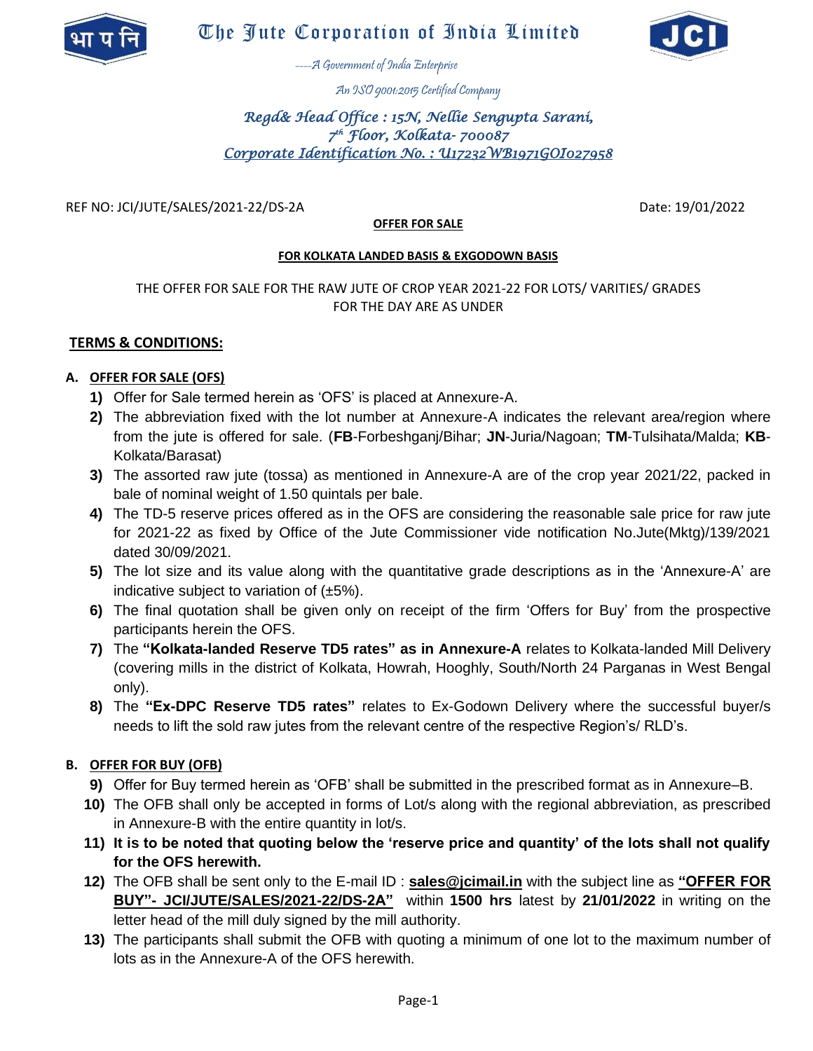# The Jute Corporation of India Limited

----A Government of India Enterprise

An ISO 9001:2015 Certified Company

***Regd& Head Office : 15N, Nellie Sengupta Sarani, 7th Floor, Kolkata- 700087***

***Corporate Identification No. : U17232WB1971GOI027958***

REF NO: JCI/JUTE/SALES/2021-22/DS-2A Date: 19/01/2022

**OFFER FOR SALE**

**FOR KOLKATA LANDED BASIS & EXGODOWN BASIS**

THE OFFER FOR SALE FOR THE RAW JUTE OF CROP YEAR 2021-22 FOR LOTS/ VARITIES/ GRADES FOR THE DAY ARE AS UNDER

## TERMS & CONDITIONS:

### A. OFFER FOR SALE (OFS)

1) Offer for Sale termed herein as 'OFS' is placed at Annexure-A.
2) The abbreviation fixed with the lot number at Annexure-A indicates the relevant area/region where from the jute is offered for sale. (**FB**-Forbeshganj/Bihar; **JN**-Juria/Nagoan; **TM**-Tulsihata/Malda; **KB**-Kolkata/Barasat)
3) The assorted raw jute (tossa) as mentioned in Annexure-A are of the crop year 2021/22, packed in bale of nominal weight of 1.50 quintals per bale.
4) The TD-5 reserve prices offered as in the OFS are considering the reasonable sale price for raw jute for 2021-22 as fixed by Office of the Jute Commissioner vide notification No.Jute(Mktg)/139/2021 dated 30/09/2021.
5) The lot size and its value along with the quantitative grade descriptions as in the 'Annexure-A' are indicative subject to variation of (±5%).
6) The final quotation shall be given only on receipt of the firm 'Offers for Buy' from the prospective participants herein the OFS.
7) The **"Kolkata-landed Reserve TD5 rates" as in Annexure-A** relates to Kolkata-landed Mill Delivery (covering mills in the district of Kolkata, Howrah, Hooghly, South/North 24 Parganas in West Bengal only).
8) The **"Ex-DPC Reserve TD5 rates"** relates to Ex-Godown Delivery where the successful buyer/s needs to lift the sold raw jutes from the relevant centre of the respective Region's/ RLD's.

### B. OFFER FOR BUY (OFB)

9) Offer for Buy termed herein as 'OFB' shall be submitted in the prescribed format as in Annexure–B.
10) The OFB shall only be accepted in forms of Lot/s along with the regional abbreviation, as prescribed in Annexure-B with the entire quantity in lot/s.
11) **It is to be noted that quoting below the 'reserve price and quantity' of the lots shall not qualify for the OFS herewith.**
12) The OFB shall be sent only to the E-mail ID : **sales@jcimail.in** with the subject line as **"OFFER FOR BUY"- JCI/JUTE/SALES/2021-22/DS-2A"** within **1500 hrs** latest by **21/01/2022** in writing on the letter head of the mill duly signed by the mill authority.
13) The participants shall submit the OFB with quoting a minimum of one lot to the maximum number of lots as in the Annexure-A of the OFS herewith.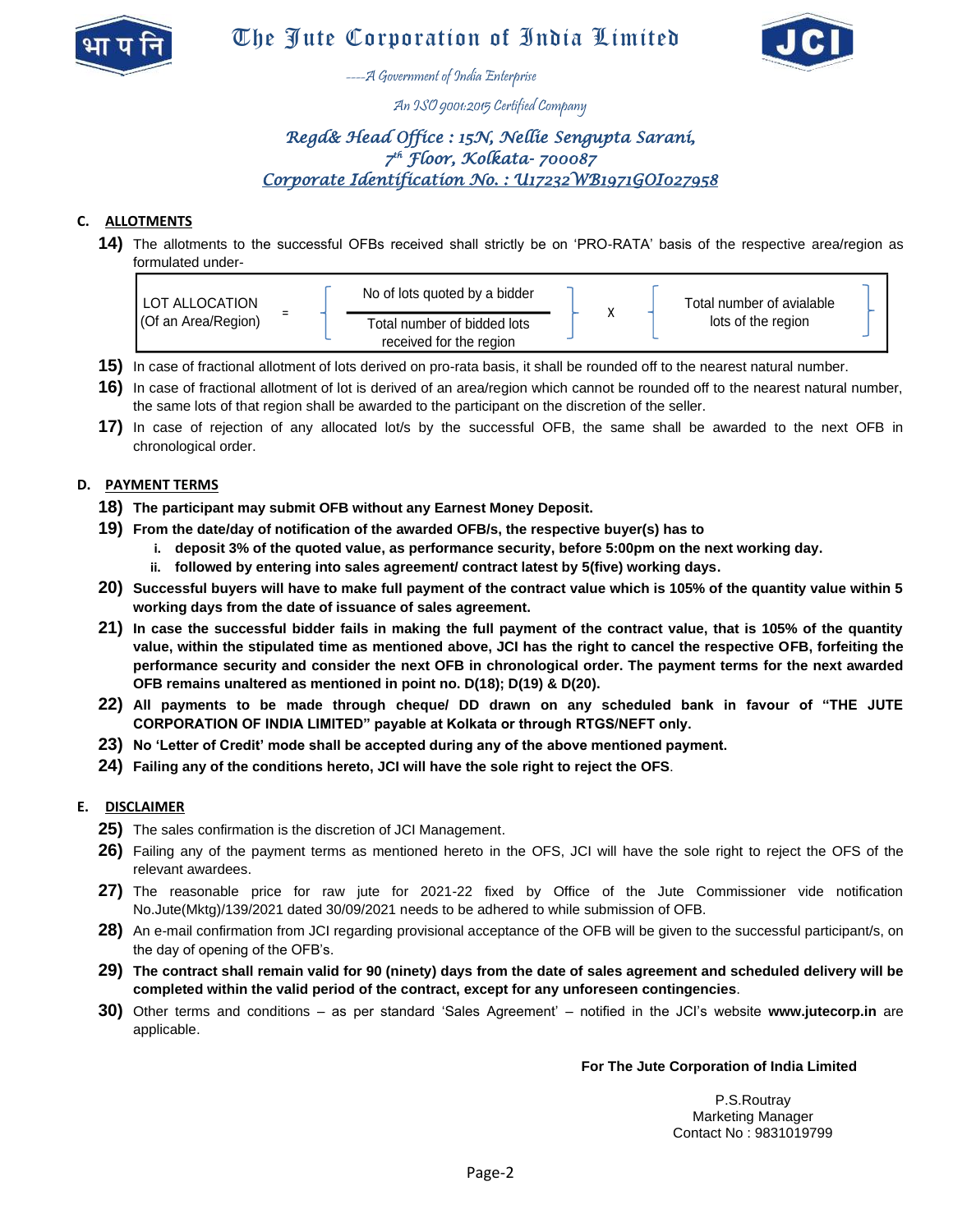# The Jute Corporation of India Limited

----A Government of India Enterprise

An ISO 9001:2015 Certified Company

*Regd& Head Office : 15N, Nellie Sengupta Sarani, 7th Floor, Kolkata- 700087*

*Corporate Identification No. : U17232WB1971GOI027958*

## C. ALLOTMENTS

**14)** The allotments to the successful OFBs received shall strictly be on 'PRO-RATA' basis of the respective area/region as formulated under-

$$\text{LOT ALLOCATION (Of an Area/Region)} = \left\{ \frac{\text{No of lots quoted by a bidder}}{\text{Total number of bidded lots received for the region}} \right\} \times \left\{ \text{Total number of avialable lots of the region} \right\}$$

**15)** In case of fractional allotment of lots derived on pro-rata basis, it shall be rounded off to the nearest natural number.

**16)** In case of fractional allotment of lot is derived of an area/region which cannot be rounded off to the nearest natural number, the same lots of that region shall be awarded to the participant on the discretion of the seller.

**17)** In case of rejection of any allocated lot/s by the successful OFB, the same shall be awarded to the next OFB in chronological order.

## D. PAYMENT TERMS

**18) The participant may submit OFB without any Earnest Money Deposit.**

**19) From the date/day of notification of the awarded OFB/s, the respective buyer(s) has to**

- **i. deposit 3% of the quoted value, as performance security, before 5:00pm on the next working day.**
- **ii. followed by entering into sales agreement/ contract latest by 5(five) working days.**

**20) Successful buyers will have to make full payment of the contract value which is 105% of the quantity value within 5 working days from the date of issuance of sales agreement.**

**21) In case the successful bidder fails in making the full payment of the contract value, that is 105% of the quantity value, within the stipulated time as mentioned above, JCI has the right to cancel the respective OFB, forfeiting the performance security and consider the next OFB in chronological order. The payment terms for the next awarded OFB remains unaltered as mentioned in point no. D(18); D(19) & D(20).**

**22) All payments to be made through cheque/ DD drawn on any scheduled bank in favour of "THE JUTE CORPORATION OF INDIA LIMITED" payable at Kolkata or through RTGS/NEFT only.**

**23) No 'Letter of Credit' mode shall be accepted during any of the above mentioned payment.**

**24) Failing any of the conditions hereto, JCI will have the sole right to reject the OFS**.

## E. DISCLAIMER

**25)** The sales confirmation is the discretion of JCI Management.

**26)** Failing any of the payment terms as mentioned hereto in the OFS, JCI will have the sole right to reject the OFS of the relevant awardees.

**27)** The reasonable price for raw jute for 2021-22 fixed by Office of the Jute Commissioner vide notification No.Jute(Mktg)/139/2021 dated 30/09/2021 needs to be adhered to while submission of OFB.

**28)** An e-mail confirmation from JCI regarding provisional acceptance of the OFB will be given to the successful participant/s, on the day of opening of the OFB's.

**29) The contract shall remain valid for 90 (ninety) days from the date of sales agreement and scheduled delivery will be completed within the valid period of the contract, except for any unforeseen contingencies**.

**30)** Other terms and conditions – as per standard 'Sales Agreement' – notified in the JCI's website **www.jutecorp.in** are applicable.

**For The Jute Corporation of India Limited**

P.S.Routray
Marketing Manager
Contact No : 9831019799